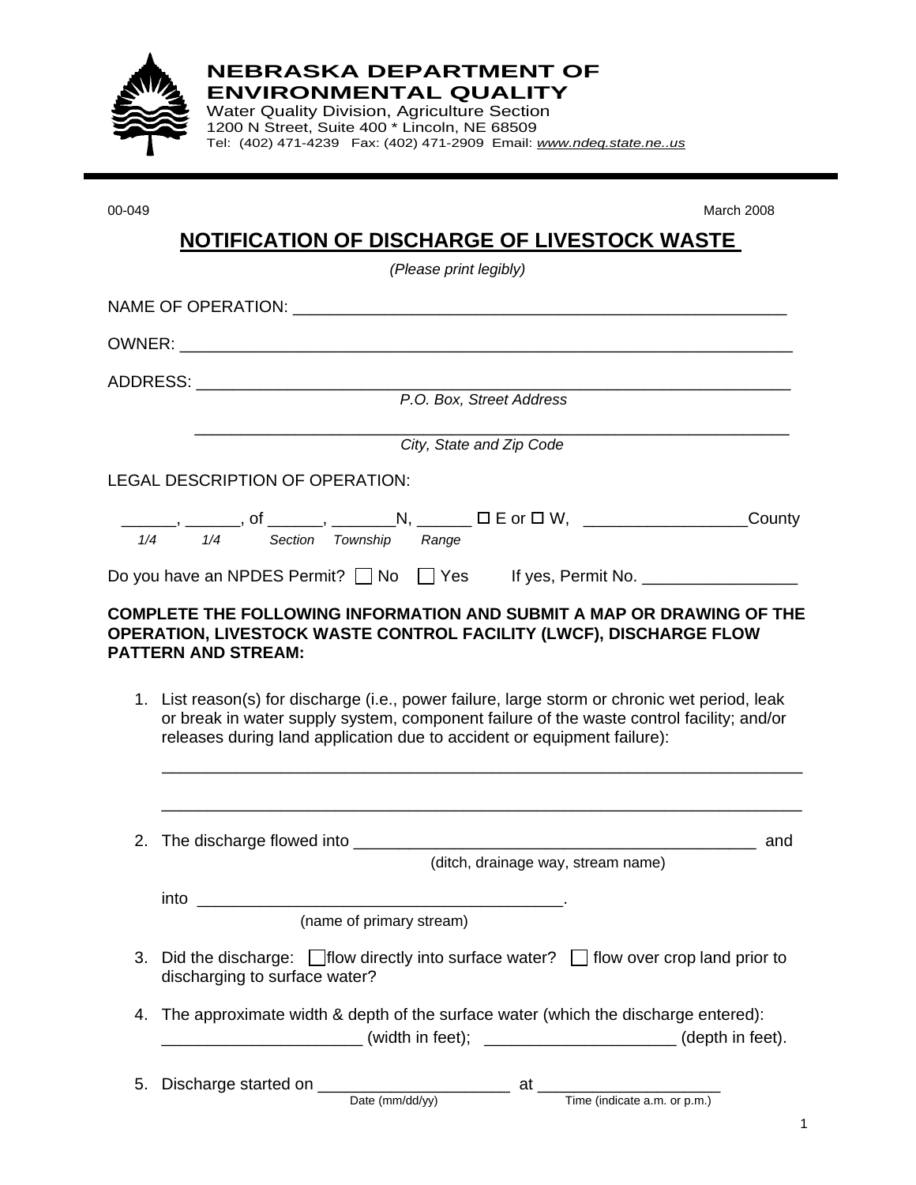**NEBRASKA DEPARTMENT OF ENVIRONMENTAL QUALITY**
Water Quality Division, Agriculture Section
1200 N Street, Suite 400 * Lincoln, NE 68509
Tel: (402) 471-4239 Fax: (402) 471-2909 Email: *www.ndeq.state.ne..us*

00-049 March 2008

# NOTIFICATION OF DISCHARGE OF LIVESTOCK WASTE

*(Please print legibly)*

NAME OF OPERATION: ______________________________________________________

OWNER: ______________________________________________________________

ADDRESS: _____________________________________________________________
*P.O. Box, Street Address*

_____________________________________________________________
*City, State and Zip Code*

LEGAL DESCRIPTION OF OPERATION:

______, ______, of ______, _______N, ______ ☐ E or ☐ W, _________________County
*1/4 1/4 Section Township Range*

Do you have an NPDES Permit? ☐ No ☐ Yes If yes, Permit No. ________________

**COMPLETE THE FOLLOWING INFORMATION AND SUBMIT A MAP OR DRAWING OF THE OPERATION, LIVESTOCK WASTE CONTROL FACILITY (LWCF), DISCHARGE FLOW PATTERN AND STREAM:**

1. List reason(s) for discharge (i.e., power failure, large storm or chronic wet period, leak or break in water supply system, component failure of the waste control facility; and/or releases during land application due to accident or equipment failure):

   ______________________________________________________________________

   ______________________________________________________________________

2. The discharge flowed into ____________________________________________ and
   (ditch, drainage way, stream name)

   into ________________________________________.
   (name of primary stream)

3. Did the discharge: ☐ flow directly into surface water? ☐ flow over crop land prior to discharging to surface water?

4. The approximate width & depth of the surface water (which the discharge entered):
   _____________________ (width in feet); ____________________ (depth in feet).

5. Discharge started on ____________________ at ___________________
   Date (mm/dd/yy) Time (indicate a.m. or p.m.)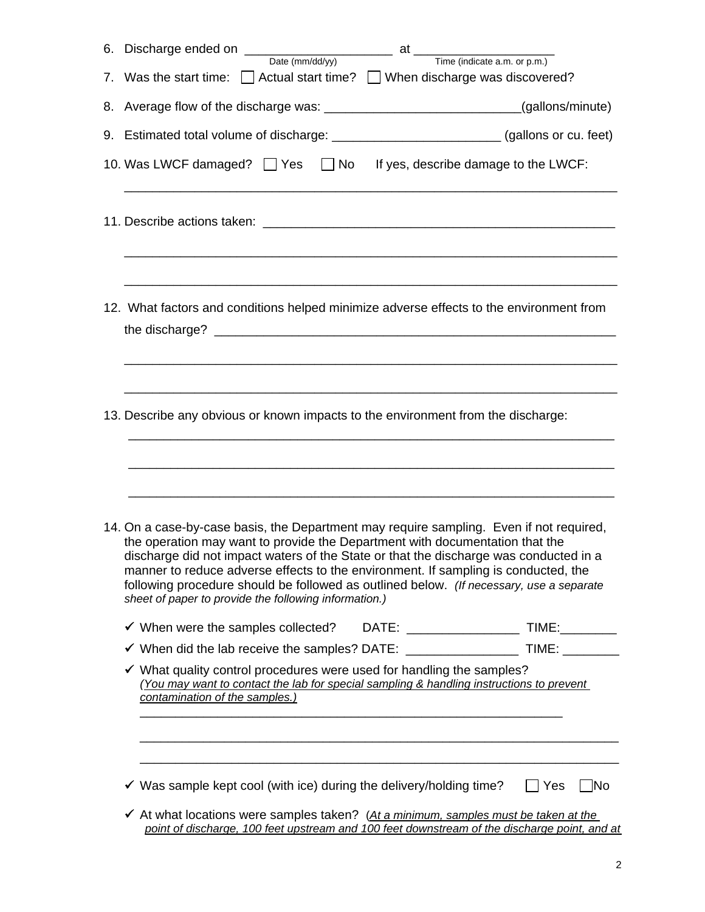6. Discharge ended on ____________________ at ___________________
   Date (mm/dd/yy) Time (indicate a.m. or p.m.)

7. Was the start time: ☐ Actual start time? ☐ When discharge was discovered?

8. Average flow of the discharge was: ___________________________(gallons/minute)

9. Estimated total volume of discharge: _______________________ (gallons or cu. feet)

10. Was LWCF damaged? ☐ Yes ☐ No If yes, describe damage to the LWCF:

    ______________________________________________________________________

11. Describe actions taken: ____________________________________________________

    ______________________________________________________________________

    ______________________________________________________________________

12. What factors and conditions helped minimize adverse effects to the environment from the discharge? ____________________________________________________________

    ______________________________________________________________________

    ______________________________________________________________________

13. Describe any obvious or known impacts to the environment from the discharge:

    ______________________________________________________________________

    ______________________________________________________________________

    ______________________________________________________________________

14. On a case-by-case basis, the Department may require sampling. Even if not required, the operation may want to provide the Department with documentation that the discharge did not impact waters of the State or that the discharge was conducted in a manner to reduce adverse effects to the environment. If sampling is conducted, the following procedure should be followed as outlined below. *(If necessary, use a separate sheet of paper to provide the following information.)*

    - ✓ When were the samples collected? DATE: ________________ TIME:________
    - ✓ When did the lab receive the samples? DATE: ________________ TIME: ________
    - ✓ What quality control procedures were used for handling the samples? *(You may want to contact the lab for special sampling & handling instructions to prevent contamination of the samples.)*

      ______________________________________________________________

      ______________________________________________________________________

      ______________________________________________________________________

    - ✓ Was sample kept cool (with ice) during the delivery/holding time? ☐ Yes ☐ No
    - ✓ At what locations were samples taken? (*At a minimum, samples must be taken at the point of discharge, 100 feet upstream and 100 feet downstream of the discharge point, and at*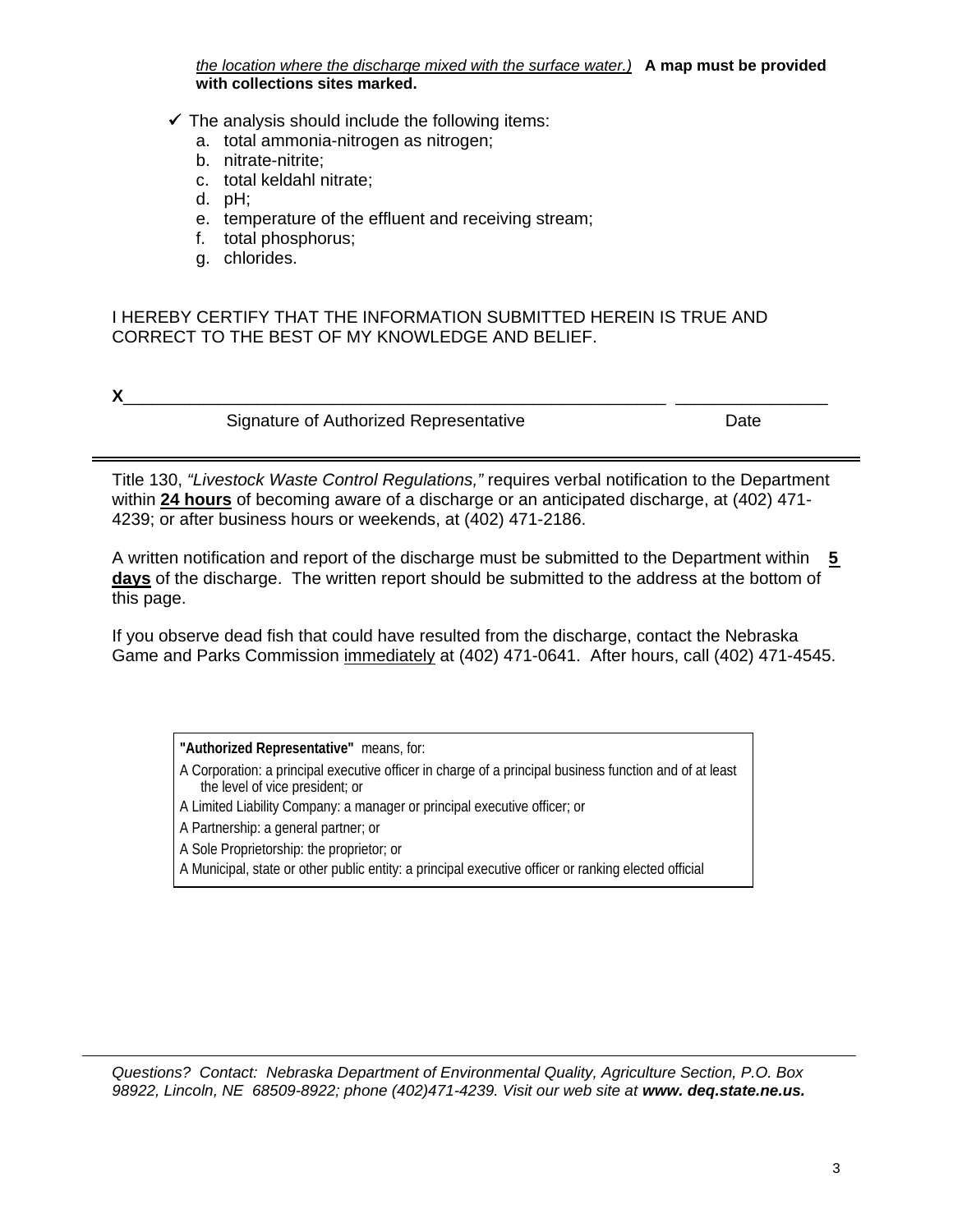*the location where the discharge mixed with the surface water.)* **A map must be provided with collections sites marked.**

✓ The analysis should include the following items:

a. total ammonia-nitrogen as nitrogen;
b. nitrate-nitrite;
c. total keldahl nitrate;
d. pH;
e. temperature of the effluent and receiving stream;
f. total phosphorus;
g. chlorides.

I HEREBY CERTIFY THAT THE INFORMATION SUBMITTED HEREIN IS TRUE AND CORRECT TO THE BEST OF MY KNOWLEDGE AND BELIEF.

**X**____________________________________________________________ ________________

Signature of Authorized Representative                                                    Date

---

Title 130, *"Livestock Waste Control Regulations,"* requires verbal notification to the Department within **24 hours** of becoming aware of a discharge or an anticipated discharge, at (402) 471-4239; or after business hours or weekends, at (402) 471-2186.

A written notification and report of the discharge must be submitted to the Department within **5 days** of the discharge. The written report should be submitted to the address at the bottom of this page.

If you observe dead fish that could have resulted from the discharge, contact the Nebraska Game and Parks Commission immediately at (402) 471-0641. After hours, call (402) 471-4545.

**"Authorized Representative"** means, for:

A Corporation: a principal executive officer in charge of a principal business function and of at least the level of vice president; or

A Limited Liability Company: a manager or principal executive officer; or

A Partnership: a general partner; or

A Sole Proprietorship: the proprietor; or

A Municipal, state or other public entity: a principal executive officer or ranking elected official

*Questions? Contact: Nebraska Department of Environmental Quality, Agriculture Section, P.O. Box 98922, Lincoln, NE 68509-8922; phone (402)471-4239. Visit our web site at* ***www. deq.state.ne.us.***